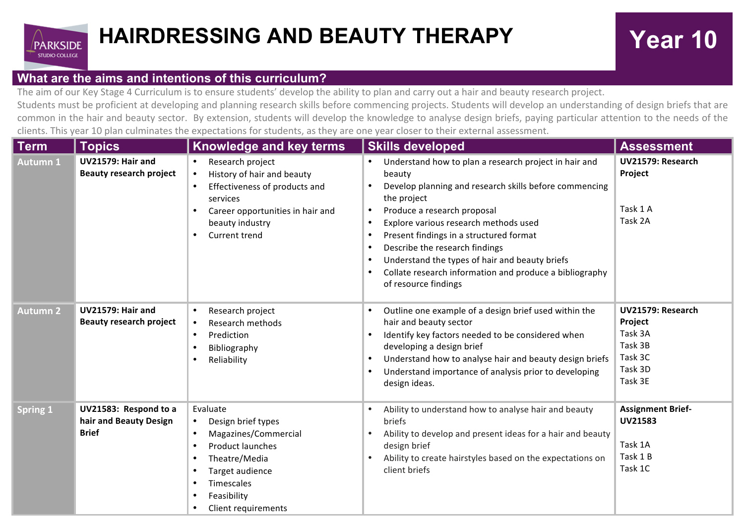PARKSIDE STUDIO COLLEGE

# HAIRDRESSING AND BEAUTY THERAPY

## Year 10

### What are the aims and intentions of this curriculum?

The aim of our Key Stage 4 Curriculum is to ensure students' develop the ability to plan and carry out a hair and beauty research project. Students must be proficient at developing and planning research skills before commencing projects. Students will develop an understanding of design briefs that are common in the hair and beauty sector. By extension, students will develop the knowledge to analyse design briefs, paying particular attention to the needs of the clients. This year 10 plan culminates the expectations for students, as they are one year closer to their external assessment.

| Term | Topics | Knowledge and key terms | Skills developed | Assessment |
|---|---|---|---|---|
| **Autumn 1** | **UV21579: Hair and Beauty research project** | • Research project<br>• History of hair and beauty<br>• Effectiveness of products and services<br>• Career opportunities in hair and beauty industry<br>• Current trend | • Understand how to plan a research project in hair and beauty<br>• Develop planning and research skills before commencing the project<br>• Produce a research proposal<br>• Explore various research methods used<br>• Present findings in a structured format<br>• Describe the research findings<br>• Understand the types of hair and beauty briefs<br>• Collate research information and produce a bibliography of resource findings | **UV21579: Research Project**<br><br>Task 1 A<br>Task 2A |
| **Autumn 2** | **UV21579: Hair and Beauty research project** | • Research project<br>• Research methods<br>• Prediction<br>• Bibliography<br>• Reliability | • Outline one example of a design brief used within the hair and beauty sector<br>• Identify key factors needed to be considered when developing a design brief<br>• Understand how to analyse hair and beauty design briefs<br>• Understand importance of analysis prior to developing design ideas. | **UV21579: Research Project**<br>Task 3A<br>Task 3B<br>Task 3C<br>Task 3D<br>Task 3E |
| **Spring 1** | **UV21583: Respond to a hair and Beauty Design Brief** | Evaluate<br>• Design brief types<br>• Magazines/Commercial<br>• Product launches<br>• Theatre/Media<br>• Target audience<br>• Timescales<br>• Feasibility<br>• Client requirements | • Ability to understand how to analyse hair and beauty briefs<br>• Ability to develop and present ideas for a hair and beauty design brief<br>• Ability to create hairstyles based on the expectations on client briefs | **Assignment Brief- UV21583**<br><br>Task 1A<br>Task 1 B<br>Task 1C |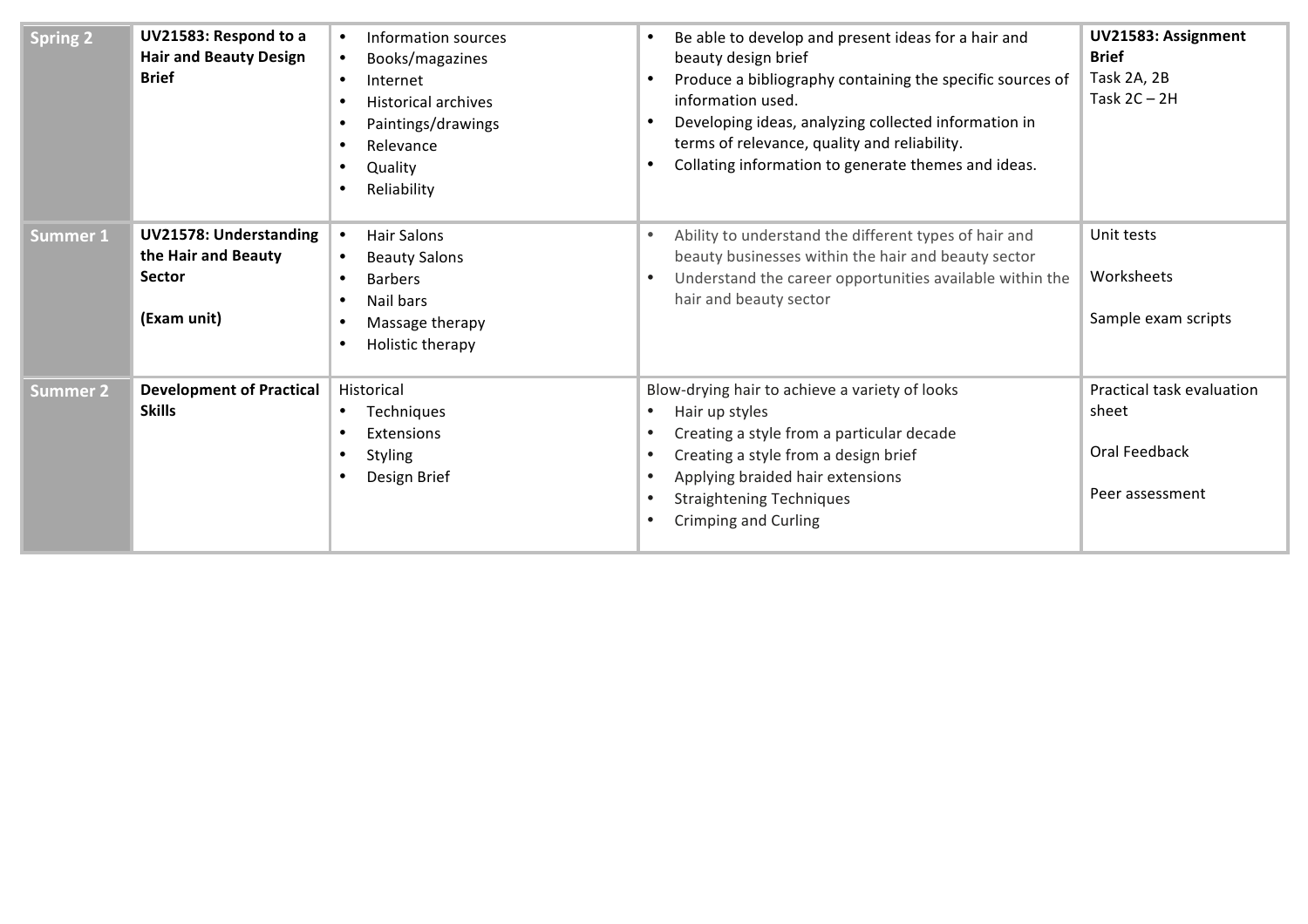| | | | | |
|---|---|---|---|---|
| **Spring 2** | **UV21583: Respond to a Hair and Beauty Design Brief** | • Information sources<br>• Books/magazines<br>• Internet<br>• Historical archives<br>• Paintings/drawings<br>• Relevance<br>• Quality<br>• Reliability | • Be able to develop and present ideas for a hair and beauty design brief<br>• Produce a bibliography containing the specific sources of information used.<br>• Developing ideas, analyzing collected information in terms of relevance, quality and reliability.<br>• Collating information to generate themes and ideas. | **UV21583: Assignment Brief**<br>Task 2A, 2B<br>Task 2C – 2H |
| **Summer 1** | **UV21578: Understanding the Hair and Beauty Sector**<br><br>**(Exam unit)** | • Hair Salons<br>• Beauty Salons<br>• Barbers<br>• Nail bars<br>• Massage therapy<br>• Holistic therapy | • Ability to understand the different types of hair and beauty businesses within the hair and beauty sector<br>• Understand the career opportunities available within the hair and beauty sector | Unit tests<br><br>Worksheets<br><br>Sample exam scripts |
| **Summer 2** | **Development of Practical Skills** | Historical<br>• Techniques<br>• Extensions<br>• Styling<br>• Design Brief | Blow-drying hair to achieve a variety of looks<br>• Hair up styles<br>• Creating a style from a particular decade<br>• Creating a style from a design brief<br>• Applying braided hair extensions<br>• Straightening Techniques<br>• Crimping and Curling | Practical task evaluation sheet<br><br>Oral Feedback<br><br>Peer assessment |